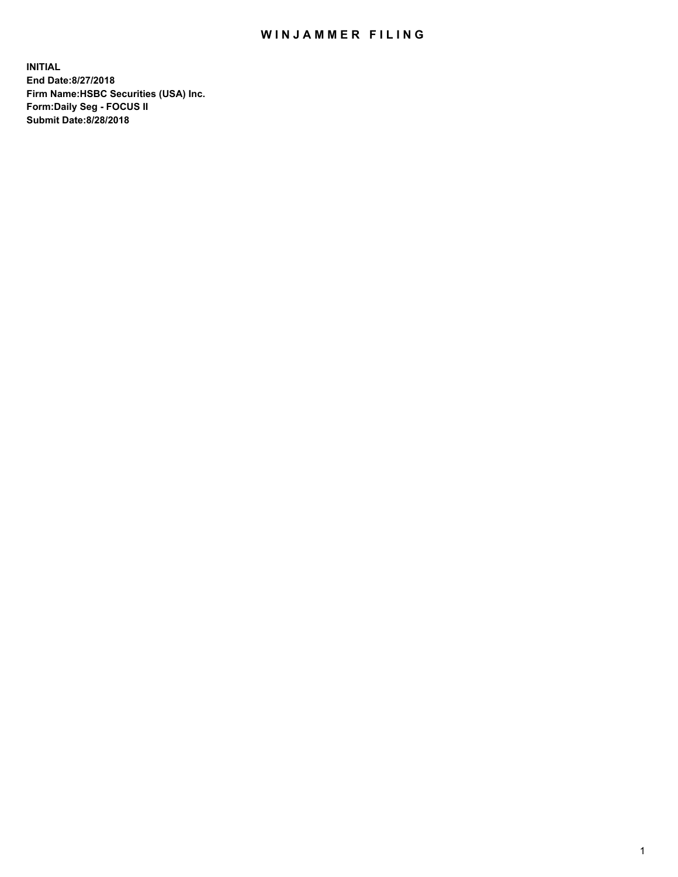# WINJAMMER FILING

**INITIAL**
**End Date:8/27/2018**
**Firm Name:HSBC Securities (USA) Inc.**
**Form:Daily Seg - FOCUS II**
**Submit Date:8/28/2018**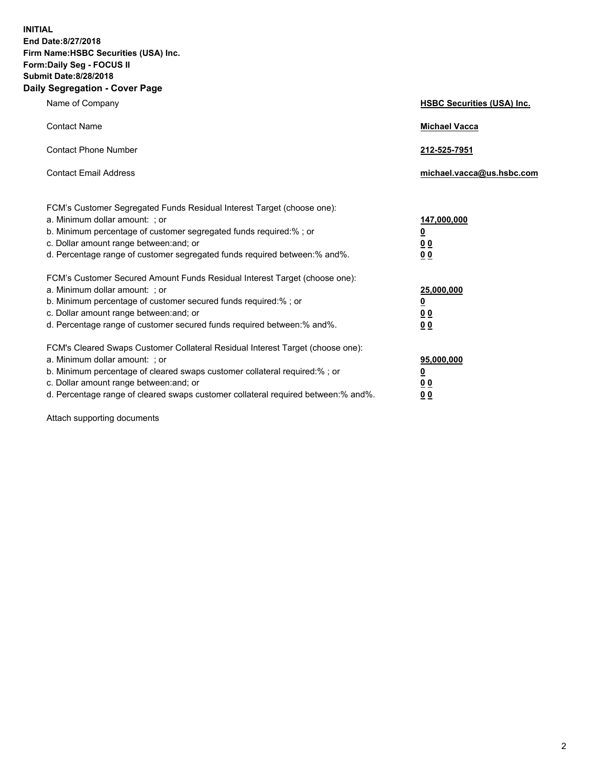**INITIAL**
**End Date:8/27/2018**
**Firm Name:HSBC Securities (USA) Inc.**
**Form:Daily Seg - FOCUS II**
**Submit Date:8/28/2018**

## Daily Segregation - Cover Page

| | |
|---|---|
| Name of Company | **HSBC Securities (USA) Inc.** |
| Contact Name | **Michael Vacca** |
| Contact Phone Number | **212-525-7951** |
| Contact Email Address | **michael.vacca@us.hsbc.com** |

| | |
|---|---|
| FCM's Customer Segregated Funds Residual Interest Target (choose one): | |
| a. Minimum dollar amount: ; or | **147,000,000** |
| b. Minimum percentage of customer segregated funds required:% ; or | **0** |
| c. Dollar amount range between:and; or | **0 0** |
| d. Percentage range of customer segregated funds required between:% and%. | **0 0** |
| FCM's Customer Secured Amount Funds Residual Interest Target (choose one): | |
| a. Minimum dollar amount: ; or | **25,000,000** |
| b. Minimum percentage of customer secured funds required:% ; or | **0** |
| c. Dollar amount range between:and; or | **0 0** |
| d. Percentage range of customer secured funds required between:% and%. | **0 0** |
| FCM's Cleared Swaps Customer Collateral Residual Interest Target (choose one): | |
| a. Minimum dollar amount: ; or | **95,000,000** |
| b. Minimum percentage of cleared swaps customer collateral required:% ; or | **0** |
| c. Dollar amount range between:and; or | **0 0** |
| d. Percentage range of cleared swaps customer collateral required between:% and%. | **0 0** |

Attach supporting documents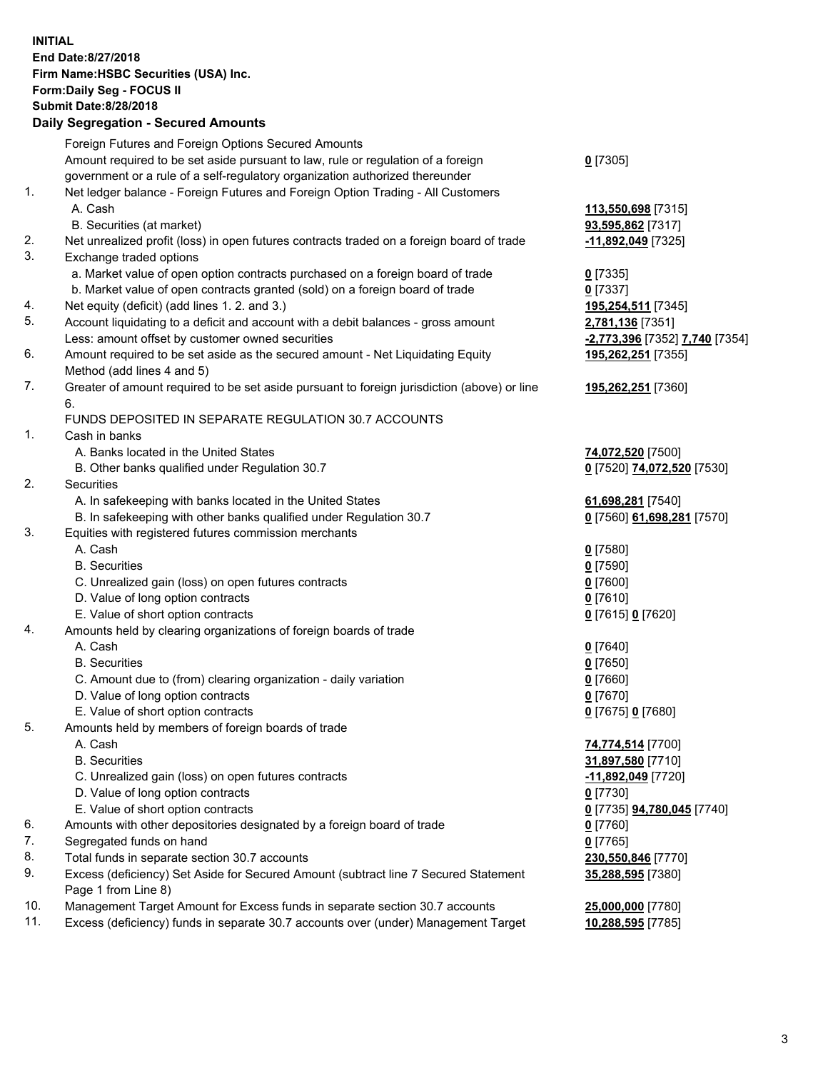**INITIAL**
**End Date:8/27/2018**
**Firm Name:HSBC Securities (USA) Inc.**
**Form:Daily Seg - FOCUS II**
**Submit Date:8/28/2018**

## Daily Segregation - Secured Amounts

| | | |
|---|---|---|
| | Foreign Futures and Foreign Options Secured Amounts | |
| | Amount required to be set aside pursuant to law, rule or regulation of a foreign government or a rule of a self-regulatory organization authorized thereunder | **0** [7305] |
| 1. | Net ledger balance - Foreign Futures and Foreign Option Trading - All Customers | |
| | A. Cash | **113,550,698** [7315] |
| | B. Securities (at market) | **93,595,862** [7317] |
| 2. | Net unrealized profit (loss) in open futures contracts traded on a foreign board of trade | **-11,892,049** [7325] |
| 3. | Exchange traded options | |
| | a. Market value of open option contracts purchased on a foreign board of trade | **0** [7335] |
| | b. Market value of open contracts granted (sold) on a foreign board of trade | **0** [7337] |
| 4. | Net equity (deficit) (add lines 1. 2. and 3.) | **195,254,511** [7345] |
| 5. | Account liquidating to a deficit and account with a debit balances - gross amount | **2,781,136** [7351] |
| | Less: amount offset by customer owned securities | **-2,773,396** [7352] **7,740** [7354] |
| 6. | Amount required to be set aside as the secured amount - Net Liquidating Equity Method (add lines 4 and 5) | **195,262,251** [7355] |
| 7. | Greater of amount required to be set aside pursuant to foreign jurisdiction (above) or line 6. | **195,262,251** [7360] |
| | FUNDS DEPOSITED IN SEPARATE REGULATION 30.7 ACCOUNTS | |
| 1. | Cash in banks | |
| | A. Banks located in the United States | **74,072,520** [7500] |
| | B. Other banks qualified under Regulation 30.7 | **0** [7520] **74,072,520** [7530] |
| 2. | Securities | |
| | A. In safekeeping with banks located in the United States | **61,698,281** [7540] |
| | B. In safekeeping with other banks qualified under Regulation 30.7 | **0** [7560] **61,698,281** [7570] |
| 3. | Equities with registered futures commission merchants | |
| | A. Cash | **0** [7580] |
| | B. Securities | **0** [7590] |
| | C. Unrealized gain (loss) on open futures contracts | **0** [7600] |
| | D. Value of long option contracts | **0** [7610] |
| | E. Value of short option contracts | **0** [7615] **0** [7620] |
| 4. | Amounts held by clearing organizations of foreign boards of trade | |
| | A. Cash | **0** [7640] |
| | B. Securities | **0** [7650] |
| | C. Amount due to (from) clearing organization - daily variation | **0** [7660] |
| | D. Value of long option contracts | **0** [7670] |
| | E. Value of short option contracts | **0** [7675] **0** [7680] |
| 5. | Amounts held by members of foreign boards of trade | |
| | A. Cash | **74,774,514** [7700] |
| | B. Securities | **31,897,580** [7710] |
| | C. Unrealized gain (loss) on open futures contracts | **-11,892,049** [7720] |
| | D. Value of long option contracts | **0** [7730] |
| | E. Value of short option contracts | **0** [7735] **94,780,045** [7740] |
| 6. | Amounts with other depositories designated by a foreign board of trade | **0** [7760] |
| 7. | Segregated funds on hand | **0** [7765] |
| 8. | Total funds in separate section 30.7 accounts | **230,550,846** [7770] |
| 9. | Excess (deficiency) Set Aside for Secured Amount (subtract line 7 Secured Statement Page 1 from Line 8) | **35,288,595** [7380] |
| 10. | Management Target Amount for Excess funds in separate section 30.7 accounts | **25,000,000** [7780] |
| 11. | Excess (deficiency) funds in separate 30.7 accounts over (under) Management Target | **10,288,595** [7785] |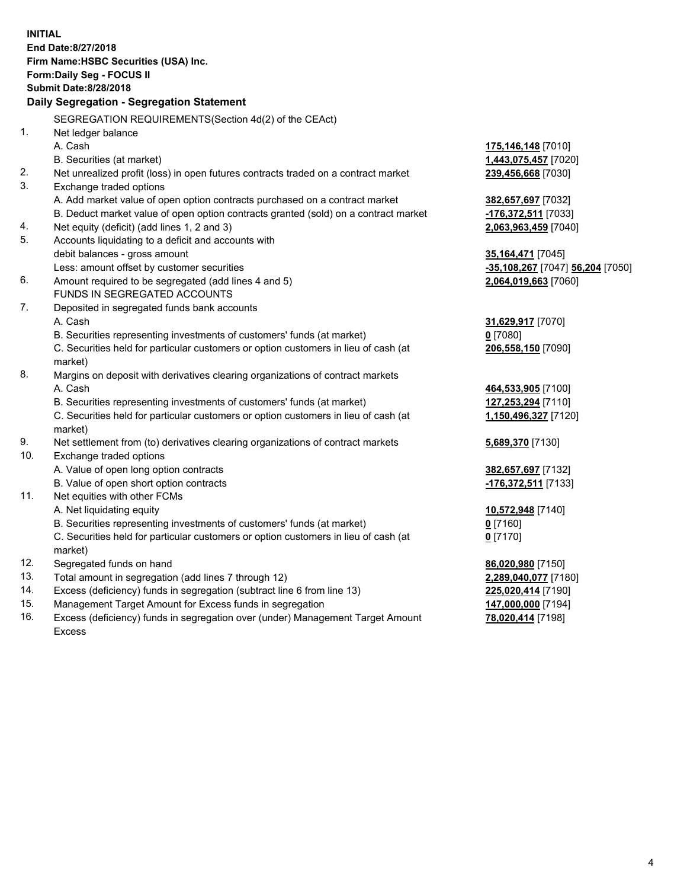**INITIAL**
**End Date:8/27/2018**
**Firm Name:HSBC Securities (USA) Inc.**
**Form:Daily Seg - FOCUS II**
**Submit Date:8/28/2018**

## Daily Segregation - Segregation Statement

SEGREGATION REQUIREMENTS(Section 4d(2) of the CEAct)

| | | |
|---|---|---|
| 1. | Net ledger balance | |
| | A. Cash | **175,146,148** [7010] |
| | B. Securities (at market) | **1,443,075,457** [7020] |
| 2. | Net unrealized profit (loss) in open futures contracts traded on a contract market | **239,456,668** [7030] |
| 3. | Exchange traded options | |
| | A. Add market value of open option contracts purchased on a contract market | **382,657,697** [7032] |
| | B. Deduct market value of open option contracts granted (sold) on a contract market | **-176,372,511** [7033] |
| 4. | Net equity (deficit) (add lines 1, 2 and 3) | **2,063,963,459** [7040] |
| 5. | Accounts liquidating to a deficit and accounts with | |
| | debit balances - gross amount | **35,164,471** [7045] |
| | Less: amount offset by customer securities | **-35,108,267** [7047] **56,204** [7050] |
| 6. | Amount required to be segregated (add lines 4 and 5) | **2,064,019,663** [7060] |
| | FUNDS IN SEGREGATED ACCOUNTS | |
| 7. | Deposited in segregated funds bank accounts | |
| | A. Cash | **31,629,917** [7070] |
| | B. Securities representing investments of customers' funds (at market) | **0** [7080] |
| | C. Securities held for particular customers or option customers in lieu of cash (at market) | **206,558,150** [7090] |
| 8. | Margins on deposit with derivatives clearing organizations of contract markets | |
| | A. Cash | **464,533,905** [7100] |
| | B. Securities representing investments of customers' funds (at market) | **127,253,294** [7110] |
| | C. Securities held for particular customers or option customers in lieu of cash (at market) | **1,150,496,327** [7120] |
| 9. | Net settlement from (to) derivatives clearing organizations of contract markets | **5,689,370** [7130] |
| 10. | Exchange traded options | |
| | A. Value of open long option contracts | **382,657,697** [7132] |
| | B. Value of open short option contracts | **-176,372,511** [7133] |
| 11. | Net equities with other FCMs | |
| | A. Net liquidating equity | **10,572,948** [7140] |
| | B. Securities representing investments of customers' funds (at market) | **0** [7160] |
| | C. Securities held for particular customers or option customers in lieu of cash (at market) | **0** [7170] |
| 12. | Segregated funds on hand | **86,020,980** [7150] |
| 13. | Total amount in segregation (add lines 7 through 12) | **2,289,040,077** [7180] |
| 14. | Excess (deficiency) funds in segregation (subtract line 6 from line 13) | **225,020,414** [7190] |
| 15. | Management Target Amount for Excess funds in segregation | **147,000,000** [7194] |
| 16. | Excess (deficiency) funds in segregation over (under) Management Target Amount Excess | **78,020,414** [7198] |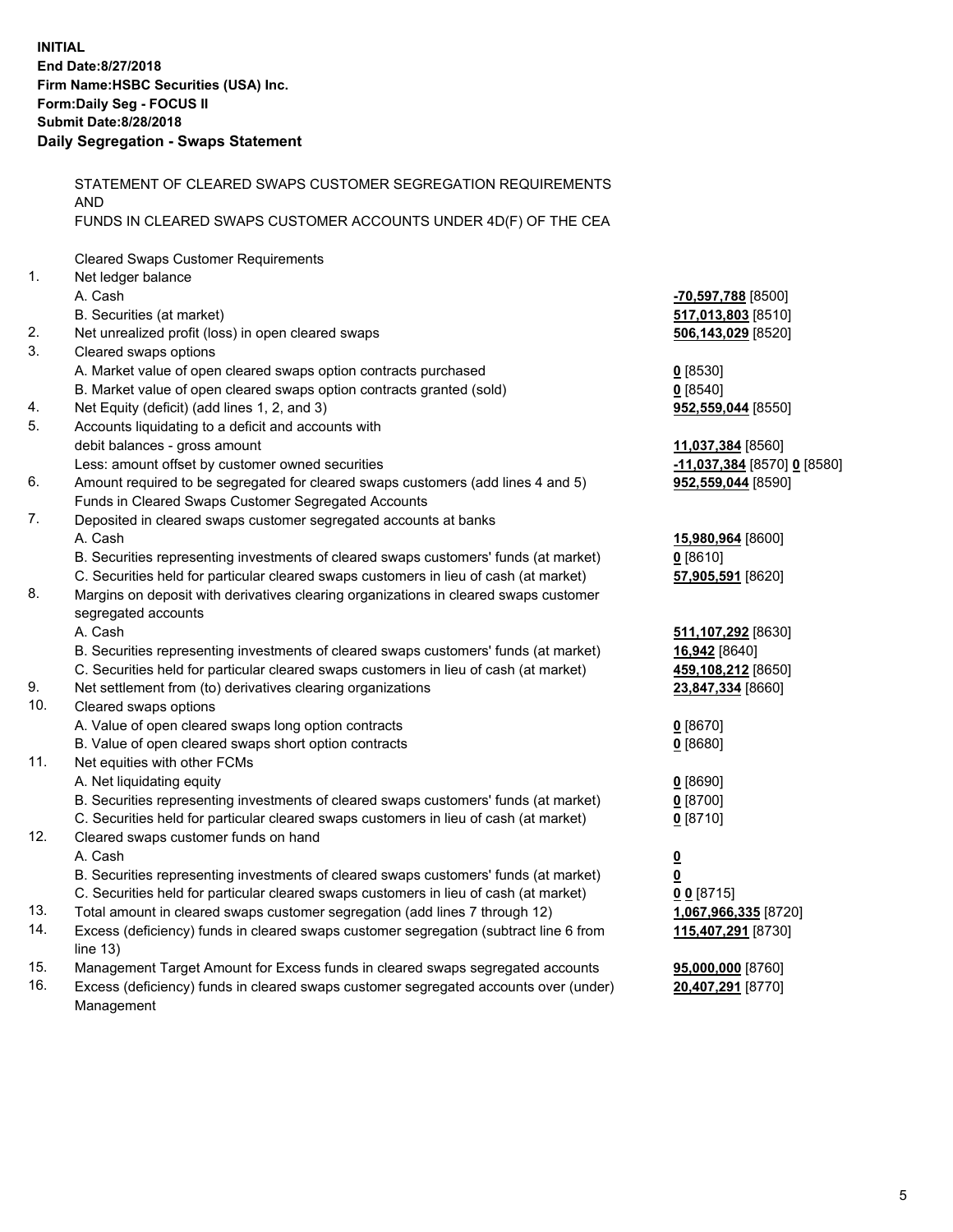**INITIAL**
**End Date:8/27/2018**
**Firm Name:HSBC Securities (USA) Inc.**
**Form:Daily Seg - FOCUS II**
**Submit Date:8/28/2018**
**Daily Segregation - Swaps Statement**

STATEMENT OF CLEARED SWAPS CUSTOMER SEGREGATION REQUIREMENTS AND FUNDS IN CLEARED SWAPS CUSTOMER ACCOUNTS UNDER 4D(F) OF THE CEA

| | | |
|---|---|---|
| | Cleared Swaps Customer Requirements | |
| 1. | Net ledger balance | |
| | A. Cash | **-70,597,788** [8500] |
| | B. Securities (at market) | **517,013,803** [8510] |
| 2. | Net unrealized profit (loss) in open cleared swaps | **506,143,029** [8520] |
| 3. | Cleared swaps options | |
| | A. Market value of open cleared swaps option contracts purchased | **0** [8530] |
| | B. Market value of open cleared swaps option contracts granted (sold) | **0** [8540] |
| 4. | Net Equity (deficit) (add lines 1, 2, and 3) | **952,559,044** [8550] |
| 5. | Accounts liquidating to a deficit and accounts with debit balances - gross amount | **11,037,384** [8560] |
| | Less: amount offset by customer owned securities | **-11,037,384** [8570] **0** [8580] |
| 6. | Amount required to be segregated for cleared swaps customers (add lines 4 and 5) | **952,559,044** [8590] |
| | Funds in Cleared Swaps Customer Segregated Accounts | |
| 7. | Deposited in cleared swaps customer segregated accounts at banks | |
| | A. Cash | **15,980,964** [8600] |
| | B. Securities representing investments of cleared swaps customers' funds (at market) | **0** [8610] |
| | C. Securities held for particular cleared swaps customers in lieu of cash (at market) | **57,905,591** [8620] |
| 8. | Margins on deposit with derivatives clearing organizations in cleared swaps customer segregated accounts | |
| | A. Cash | **511,107,292** [8630] |
| | B. Securities representing investments of cleared swaps customers' funds (at market) | **16,942** [8640] |
| | C. Securities held for particular cleared swaps customers in lieu of cash (at market) | **459,108,212** [8650] |
| 9. | Net settlement from (to) derivatives clearing organizations | **23,847,334** [8660] |
| 10. | Cleared swaps options | |
| | A. Value of open cleared swaps long option contracts | **0** [8670] |
| | B. Value of open cleared swaps short option contracts | **0** [8680] |
| 11. | Net equities with other FCMs | |
| | A. Net liquidating equity | **0** [8690] |
| | B. Securities representing investments of cleared swaps customers' funds (at market) | **0** [8700] |
| | C. Securities held for particular cleared swaps customers in lieu of cash (at market) | **0** [8710] |
| 12. | Cleared swaps customer funds on hand | |
| | A. Cash | **0** |
| | B. Securities representing investments of cleared swaps customers' funds (at market) | **0** |
| | C. Securities held for particular cleared swaps customers in lieu of cash (at market) | **0** **0** [8715] |
| 13. | Total amount in cleared swaps customer segregation (add lines 7 through 12) | **1,067,966,335** [8720] |
| 14. | Excess (deficiency) funds in cleared swaps customer segregation (subtract line 6 from line 13) | **115,407,291** [8730] |
| 15. | Management Target Amount for Excess funds in cleared swaps segregated accounts | **95,000,000** [8760] |
| 16. | Excess (deficiency) funds in cleared swaps customer segregated accounts over (under) Management | **20,407,291** [8770] |